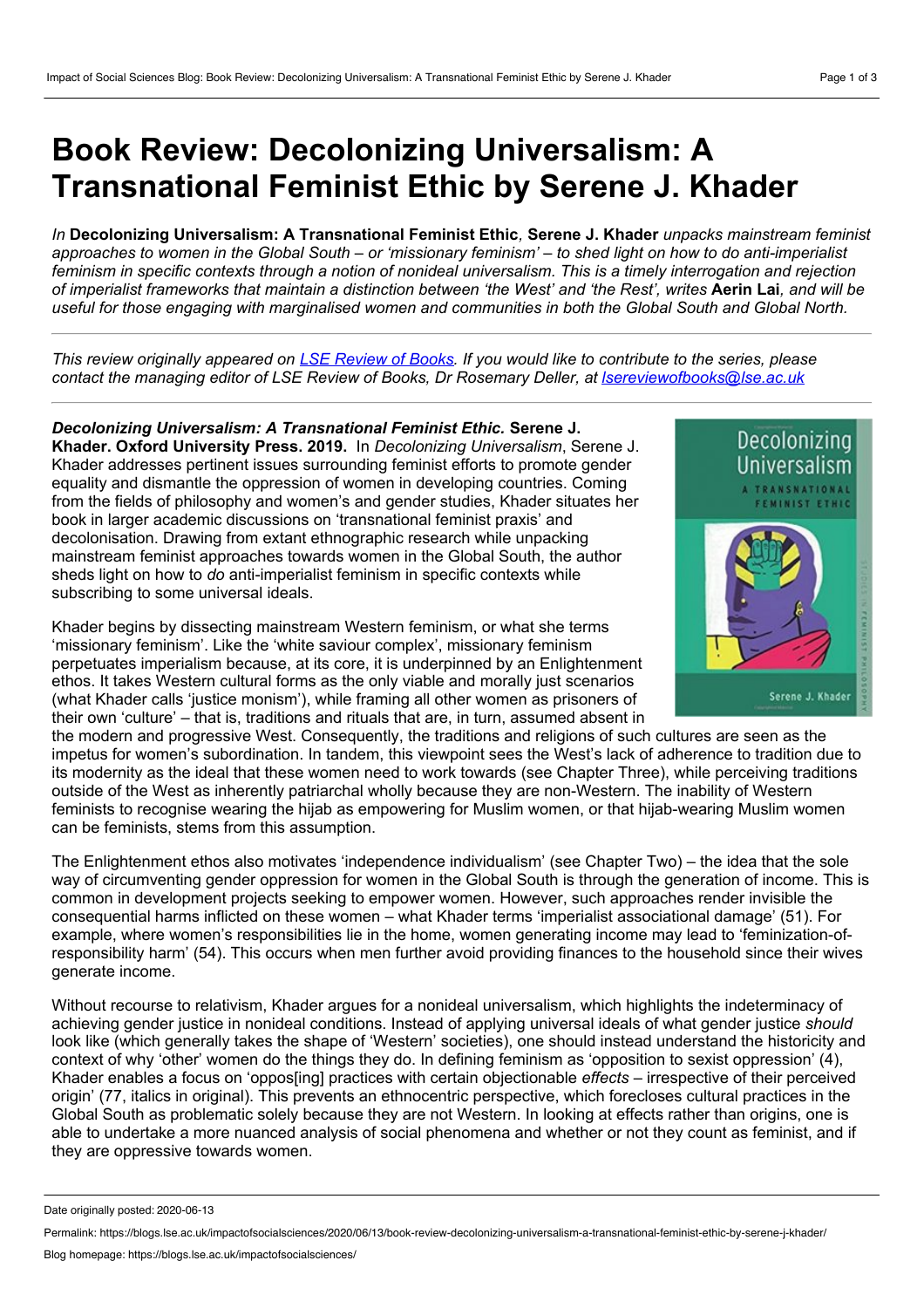# Book Review: Decolonizing Universalism: A Transnational Feminist Ethic by Serene J. Khader

*In* **Decolonizing Universalism: A Transnational Feminist Ethic***,* **Serene J. Khader** *unpacks mainstream feminist approaches to women in the Global South – or 'missionary feminism' – to shed light on how to do anti-imperialist feminism in specific contexts through a notion of nonideal universalism. This is a timely interrogation and rejection of imperialist frameworks that maintain a distinction between 'the West' and 'the Rest', writes* **Aerin Lai***, and will be useful for those engaging with marginalised women and communities in both the Global South and Global North.*

---

*This review originally appeared on [LSE Review of Books](). If you would like to contribute to the series, please contact the managing editor of LSE Review of Books, Dr Rosemary Deller, at [lsereviewofbooks@lse.ac.uk]()*

---

***Decolonizing Universalism: A Transnational Feminist Ethic.*** **Serene J. Khader. Oxford University Press. 2019.** In *Decolonizing Universalism*, Serene J. Khader addresses pertinent issues surrounding feminist efforts to promote gender equality and dismantle the oppression of women in developing countries. Coming from the fields of philosophy and women's and gender studies, Khader situates her book in larger academic discussions on 'transnational feminist praxis' and decolonisation. Drawing from extant ethnographic research while unpacking mainstream feminist approaches towards women in the Global South, the author sheds light on how to *do* anti-imperialist feminism in specific contexts while subscribing to some universal ideals.

Khader begins by dissecting mainstream Western feminism, or what she terms 'missionary feminism'. Like the 'white saviour complex', missionary feminism perpetuates imperialism because, at its core, it is underpinned by an Enlightenment ethos. It takes Western cultural forms as the only viable and morally just scenarios (what Khader calls 'justice monism'), while framing all other women as prisoners of their own 'culture' – that is, traditions and rituals that are, in turn, assumed absent in the modern and progressive West. Consequently, the traditions and religions of such cultures are seen as the impetus for women's subordination. In tandem, this viewpoint sees the West's lack of adherence to tradition due to its modernity as the ideal that these women need to work towards (see Chapter Three), while perceiving traditions outside of the West as inherently patriarchal wholly because they are non-Western. The inability of Western feminists to recognise wearing the hijab as empowering for Muslim women, or that hijab-wearing Muslim women can be feminists, stems from this assumption.

The Enlightenment ethos also motivates 'independence individualism' (see Chapter Two) – the idea that the sole way of circumventing gender oppression for women in the Global South is through the generation of income. This is common in development projects seeking to empower women. However, such approaches render invisible the consequential harms inflicted on these women – what Khader terms 'imperialist associational damage' (51). For example, where women's responsibilities lie in the home, women generating income may lead to 'feminization-of-responsibility harm' (54). This occurs when men further avoid providing finances to the household since their wives generate income.

Without recourse to relativism, Khader argues for a nonideal universalism, which highlights the indeterminacy of achieving gender justice in nonideal conditions. Instead of applying universal ideals of what gender justice *should* look like (which generally takes the shape of 'Western' societies), one should instead understand the historicity and context of why 'other' women do the things they do. In defining feminism as 'opposition to sexist oppression' (4), Khader enables a focus on 'oppos[ing] practices with certain objectionable *effects* – irrespective of their perceived origin' (77, italics in original). This prevents an ethnocentric perspective, which forecloses cultural practices in the Global South as problematic solely because they are not Western. In looking at effects rather than origins, one is able to undertake a more nuanced analysis of social phenomena and whether or not they count as feminist, and if they are oppressive towards women.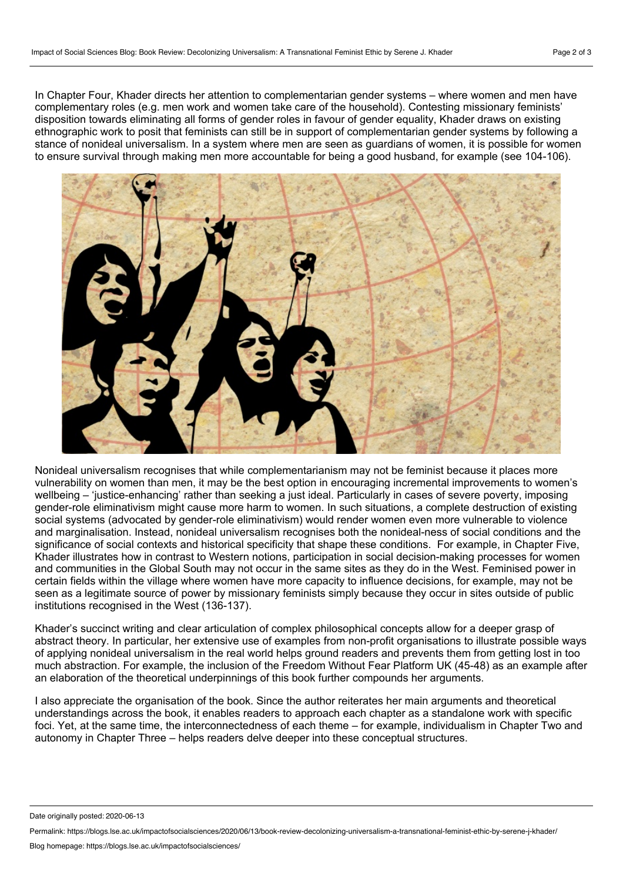In Chapter Four, Khader directs her attention to complementarian gender systems – where women and men have complementary roles (e.g. men work and women take care of the household). Contesting missionary feminists' disposition towards eliminating all forms of gender roles in favour of gender equality, Khader draws on existing ethnographic work to posit that feminists can still be in support of complementarian gender systems by following a stance of nonideal universalism. In a system where men are seen as guardians of women, it is possible for women to ensure survival through making men more accountable for being a good husband, for example (see 104-106).

Nonideal universalism recognises that while complementarianism may not be feminist because it places more vulnerability on women than men, it may be the best option in encouraging incremental improvements to women's wellbeing – 'justice-enhancing' rather than seeking a just ideal. Particularly in cases of severe poverty, imposing gender-role eliminativism might cause more harm to women. In such situations, a complete destruction of existing social systems (advocated by gender-role eliminativism) would render women even more vulnerable to violence and marginalisation. Instead, nonideal universalism recognises both the nonideal-ness of social conditions and the significance of social contexts and historical specificity that shape these conditions. For example, in Chapter Five, Khader illustrates how in contrast to Western notions, participation in social decision-making processes for women and communities in the Global South may not occur in the same sites as they do in the West. Feminised power in certain fields within the village where women have more capacity to influence decisions, for example, may not be seen as a legitimate source of power by missionary feminists simply because they occur in sites outside of public institutions recognised in the West (136-137).

Khader's succinct writing and clear articulation of complex philosophical concepts allow for a deeper grasp of abstract theory. In particular, her extensive use of examples from non-profit organisations to illustrate possible ways of applying nonideal universalism in the real world helps ground readers and prevents them from getting lost in too much abstraction. For example, the inclusion of the Freedom Without Fear Platform UK (45-48) as an example after an elaboration of the theoretical underpinnings of this book further compounds her arguments.

I also appreciate the organisation of the book. Since the author reiterates her main arguments and theoretical understandings across the book, it enables readers to approach each chapter as a standalone work with specific foci. Yet, at the same time, the interconnectedness of each theme – for example, individualism in Chapter Two and autonomy in Chapter Three – helps readers delve deeper into these conceptual structures.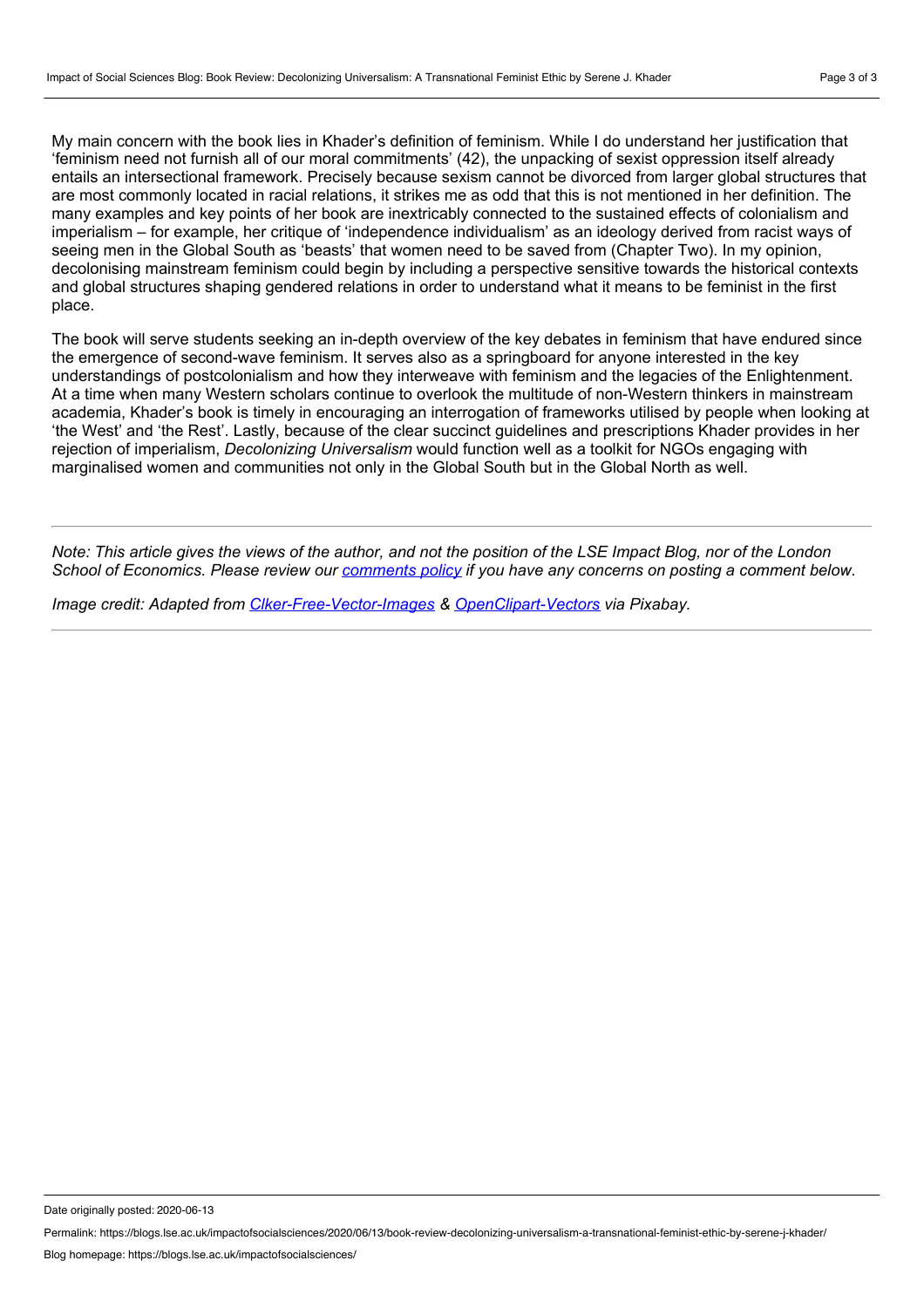My main concern with the book lies in Khader's definition of feminism. While I do understand her justification that 'feminism need not furnish all of our moral commitments' (42), the unpacking of sexist oppression itself already entails an intersectional framework. Precisely because sexism cannot be divorced from larger global structures that are most commonly located in racial relations, it strikes me as odd that this is not mentioned in her definition. The many examples and key points of her book are inextricably connected to the sustained effects of colonialism and imperialism – for example, her critique of 'independence individualism' as an ideology derived from racist ways of seeing men in the Global South as 'beasts' that women need to be saved from (Chapter Two). In my opinion, decolonising mainstream feminism could begin by including a perspective sensitive towards the historical contexts and global structures shaping gendered relations in order to understand what it means to be feminist in the first place.

The book will serve students seeking an in-depth overview of the key debates in feminism that have endured since the emergence of second-wave feminism. It serves also as a springboard for anyone interested in the key understandings of postcolonialism and how they interweave with feminism and the legacies of the Enlightenment. At a time when many Western scholars continue to overlook the multitude of non-Western thinkers in mainstream academia, Khader's book is timely in encouraging an interrogation of frameworks utilised by people when looking at 'the West' and 'the Rest'. Lastly, because of the clear succinct guidelines and prescriptions Khader provides in her rejection of imperialism, *Decolonizing Universalism* would function well as a toolkit for NGOs engaging with marginalised women and communities not only in the Global South but in the Global North as well.

---

*Note: This article gives the views of the author, and not the position of the LSE Impact Blog, nor of the London School of Economics. Please review our comments policy if you have any concerns on posting a comment below.*

*Image credit: Adapted from Clker-Free-Vector-Images & OpenClipart-Vectors via Pixabay.*

---

Date originally posted: 2020-06-13

Permalink: https://blogs.lse.ac.uk/impactofsocialsciences/2020/06/13/book-review-decolonizing-universalism-a-transnational-feminist-ethic-by-serene-j-khader/

Blog homepage: https://blogs.lse.ac.uk/impactofsocialsciences/